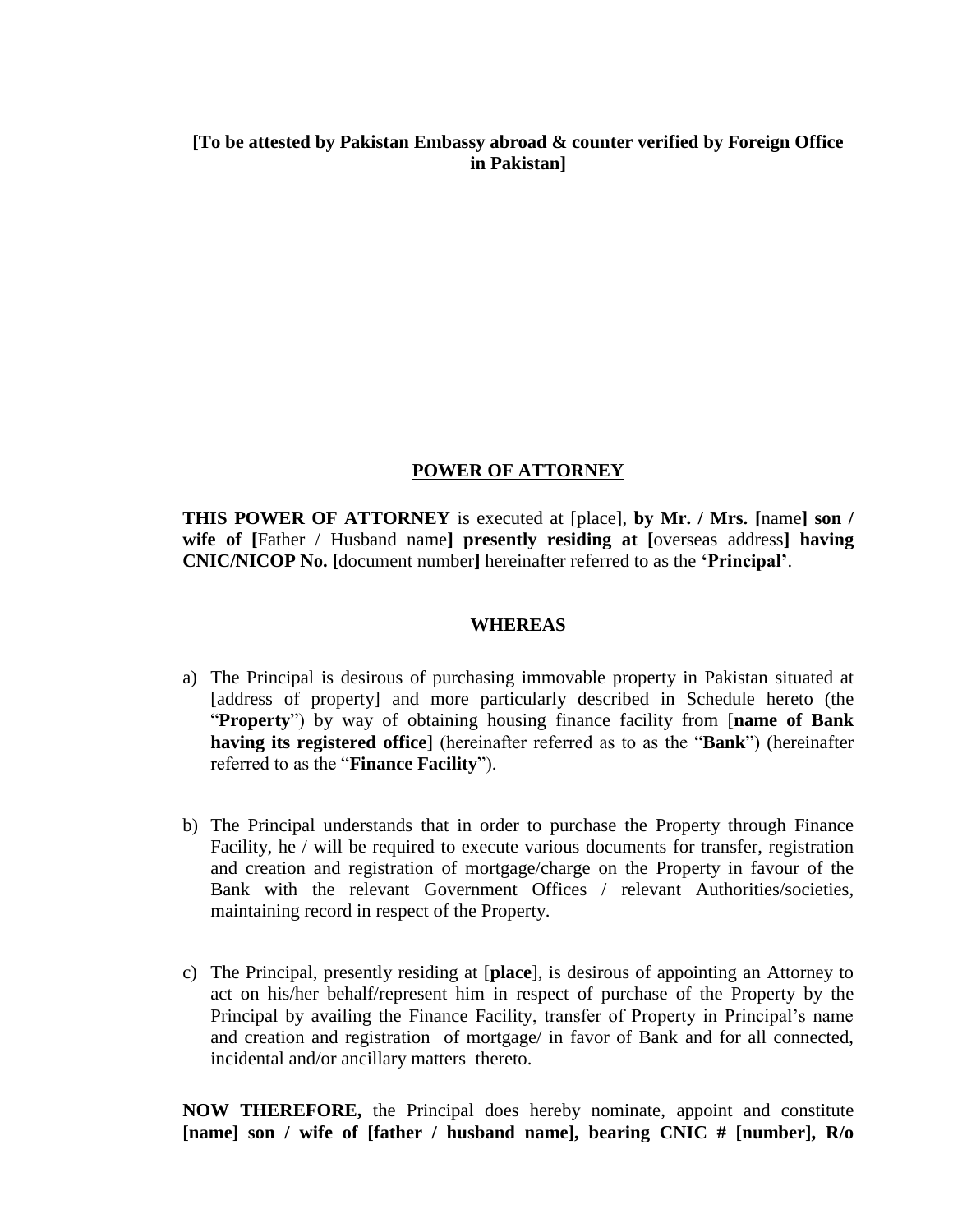**[To be attested by Pakistan Embassy abroad & counter verified by Foreign Office in Pakistan]**

## POWER OF ATTORNEY

**THIS POWER OF ATTORNEY** is executed at [place], **by Mr. / Mrs. [**name**] son / wife of [**Father / Husband name**] presently residing at [**overseas address**] having CNIC/NICOP No. [**document number**]** hereinafter referred to as the **'Principal'**.

**WHEREAS**

a) The Principal is desirous of purchasing immovable property in Pakistan situated at [address of property] and more particularly described in Schedule hereto (the "**Property**") by way of obtaining housing finance facility from [**name of Bank having its registered office**] (hereinafter referred as to as the "**Bank**") (hereinafter referred to as the "**Finance Facility**").

b) The Principal understands that in order to purchase the Property through Finance Facility, he / will be required to execute various documents for transfer, registration and creation and registration of mortgage/charge on the Property in favour of the Bank with the relevant Government Offices / relevant Authorities/societies, maintaining record in respect of the Property.

c) The Principal, presently residing at [**place**], is desirous of appointing an Attorney to act on his/her behalf/represent him in respect of purchase of the Property by the Principal by availing the Finance Facility, transfer of Property in Principal's name and creation and registration of mortgage/ in favor of Bank and for all connected, incidental and/or ancillary matters thereto.

**NOW THEREFORE,** the Principal does hereby nominate, appoint and constitute **[name] son / wife of [father / husband name], bearing CNIC # [number], R/o**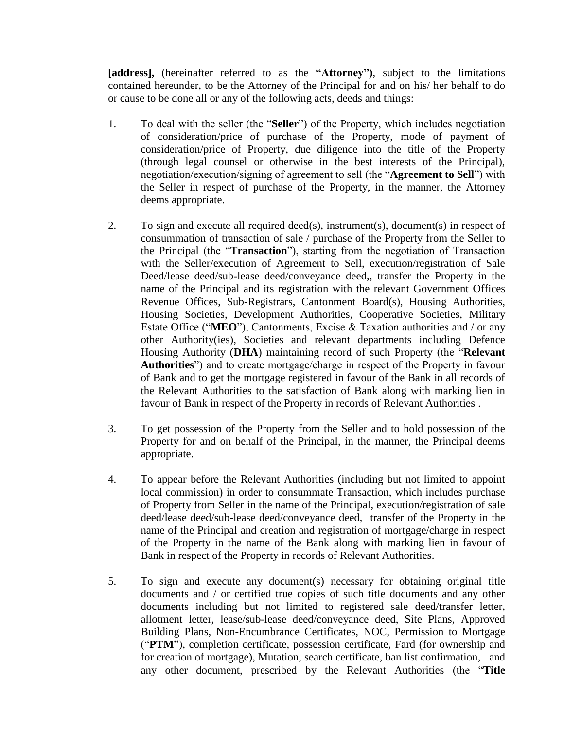**[address],** (hereinafter referred to as the **"Attorney")**, subject to the limitations contained hereunder, to be the Attorney of the Principal for and on his/ her behalf to do or cause to be done all or any of the following acts, deeds and things:

1. To deal with the seller (the "**Seller**") of the Property, which includes negotiation of consideration/price of purchase of the Property, mode of payment of consideration/price of Property, due diligence into the title of the Property (through legal counsel or otherwise in the best interests of the Principal), negotiation/execution/signing of agreement to sell (the "**Agreement to Sell**") with the Seller in respect of purchase of the Property, in the manner, the Attorney deems appropriate.

2. To sign and execute all required deed(s), instrument(s), document(s) in respect of consummation of transaction of sale / purchase of the Property from the Seller to the Principal (the "**Transaction**"), starting from the negotiation of Transaction with the Seller/execution of Agreement to Sell, execution/registration of Sale Deed/lease deed/sub-lease deed/conveyance deed,, transfer the Property in the name of the Principal and its registration with the relevant Government Offices Revenue Offices, Sub-Registrars, Cantonment Board(s), Housing Authorities, Housing Societies, Development Authorities, Cooperative Societies, Military Estate Office ("**MEO**"), Cantonments, Excise & Taxation authorities and / or any other Authority(ies), Societies and relevant departments including Defence Housing Authority (**DHA**) maintaining record of such Property (the "**Relevant Authorities**") and to create mortgage/charge in respect of the Property in favour of Bank and to get the mortgage registered in favour of the Bank in all records of the Relevant Authorities to the satisfaction of Bank along with marking lien in favour of Bank in respect of the Property in records of Relevant Authorities .

3. To get possession of the Property from the Seller and to hold possession of the Property for and on behalf of the Principal, in the manner, the Principal deems appropriate.

4. To appear before the Relevant Authorities (including but not limited to appoint local commission) in order to consummate Transaction, which includes purchase of Property from Seller in the name of the Principal, execution/registration of sale deed/lease deed/sub-lease deed/conveyance deed, transfer of the Property in the name of the Principal and creation and registration of mortgage/charge in respect of the Property in the name of the Bank along with marking lien in favour of Bank in respect of the Property in records of Relevant Authorities.

5. To sign and execute any document(s) necessary for obtaining original title documents and / or certified true copies of such title documents and any other documents including but not limited to registered sale deed/transfer letter, allotment letter, lease/sub-lease deed/conveyance deed, Site Plans, Approved Building Plans, Non-Encumbrance Certificates, NOC, Permission to Mortgage ("**PTM**"), completion certificate, possession certificate, Fard (for ownership and for creation of mortgage), Mutation, search certificate, ban list confirmation, and any other document, prescribed by the Relevant Authorities (the "**Title**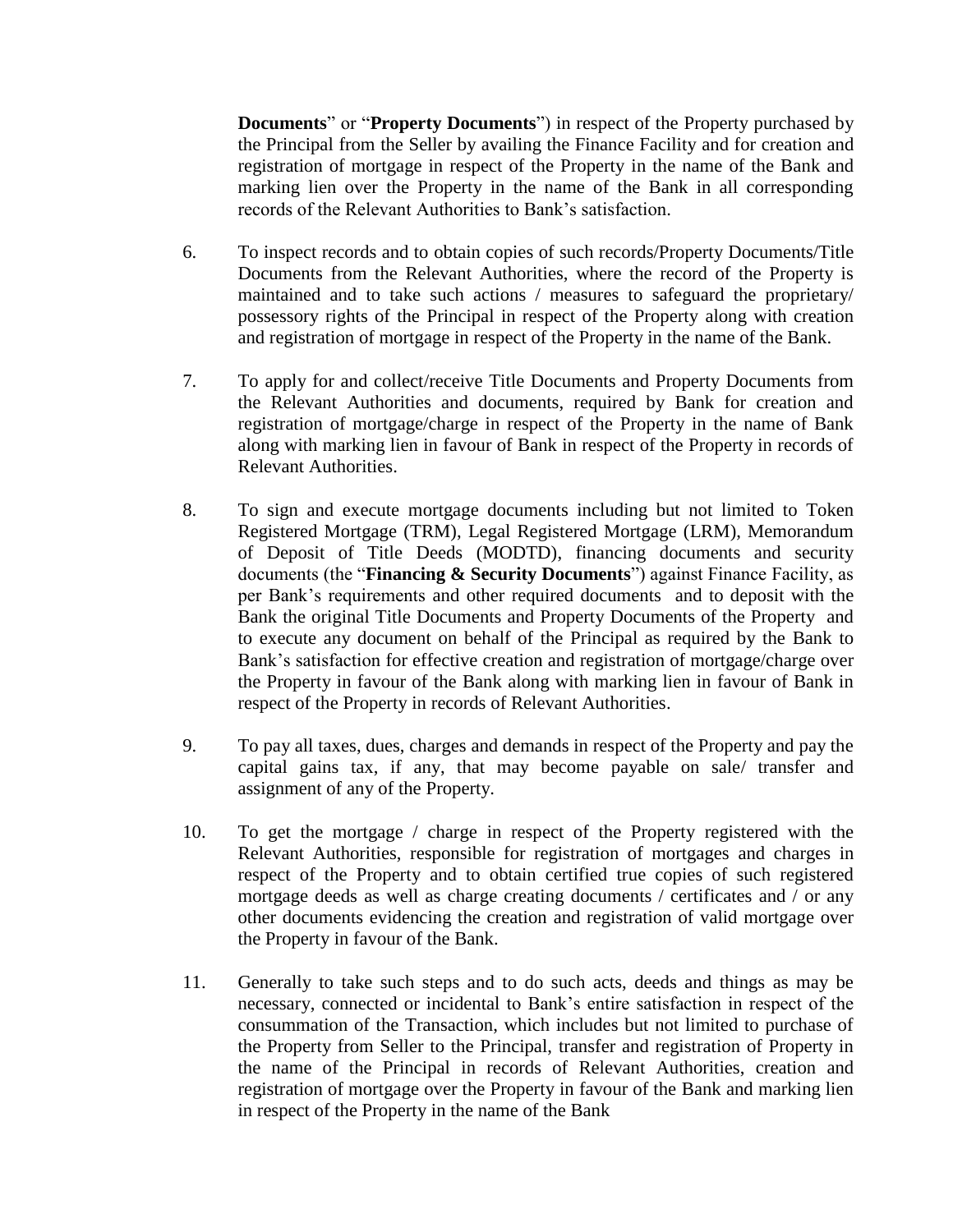**Documents**" or "**Property Documents**") in respect of the Property purchased by the Principal from the Seller by availing the Finance Facility and for creation and registration of mortgage in respect of the Property in the name of the Bank and marking lien over the Property in the name of the Bank in all corresponding records of the Relevant Authorities to Bank's satisfaction.

6. To inspect records and to obtain copies of such records/Property Documents/Title Documents from the Relevant Authorities, where the record of the Property is maintained and to take such actions / measures to safeguard the proprietary/ possessory rights of the Principal in respect of the Property along with creation and registration of mortgage in respect of the Property in the name of the Bank.

7. To apply for and collect/receive Title Documents and Property Documents from the Relevant Authorities and documents, required by Bank for creation and registration of mortgage/charge in respect of the Property in the name of Bank along with marking lien in favour of Bank in respect of the Property in records of Relevant Authorities.

8. To sign and execute mortgage documents including but not limited to Token Registered Mortgage (TRM), Legal Registered Mortgage (LRM), Memorandum of Deposit of Title Deeds (MODTD), financing documents and security documents (the "**Financing & Security Documents**") against Finance Facility, as per Bank's requirements and other required documents and to deposit with the Bank the original Title Documents and Property Documents of the Property and to execute any document on behalf of the Principal as required by the Bank to Bank's satisfaction for effective creation and registration of mortgage/charge over the Property in favour of the Bank along with marking lien in favour of Bank in respect of the Property in records of Relevant Authorities.

9. To pay all taxes, dues, charges and demands in respect of the Property and pay the capital gains tax, if any, that may become payable on sale/ transfer and assignment of any of the Property.

10. To get the mortgage / charge in respect of the Property registered with the Relevant Authorities, responsible for registration of mortgages and charges in respect of the Property and to obtain certified true copies of such registered mortgage deeds as well as charge creating documents / certificates and / or any other documents evidencing the creation and registration of valid mortgage over the Property in favour of the Bank.

11. Generally to take such steps and to do such acts, deeds and things as may be necessary, connected or incidental to Bank's entire satisfaction in respect of the consummation of the Transaction, which includes but not limited to purchase of the Property from Seller to the Principal, transfer and registration of Property in the name of the Principal in records of Relevant Authorities, creation and registration of mortgage over the Property in favour of the Bank and marking lien in respect of the Property in the name of the Bank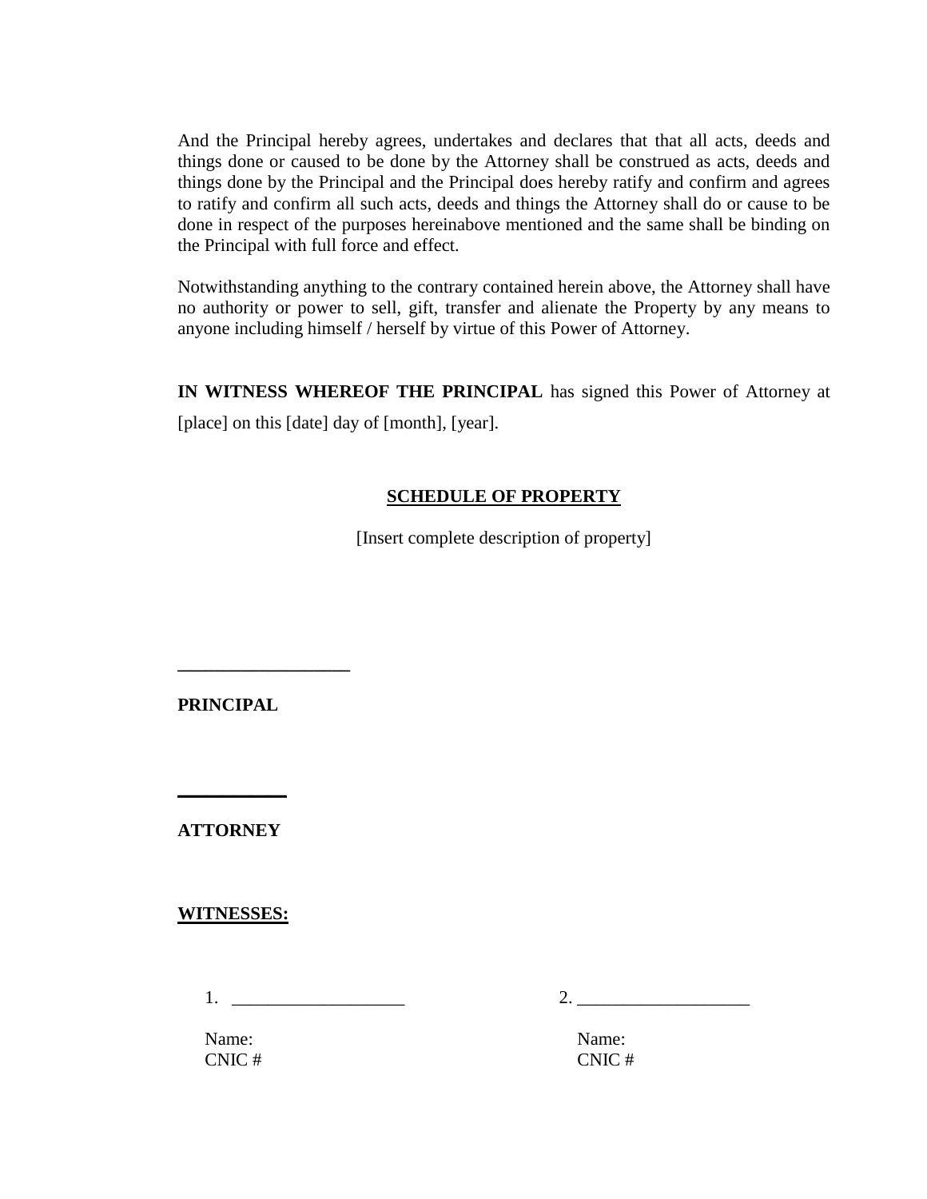And the Principal hereby agrees, undertakes and declares that that all acts, deeds and things done or caused to be done by the Attorney shall be construed as acts, deeds and things done by the Principal and the Principal does hereby ratify and confirm and agrees to ratify and confirm all such acts, deeds and things the Attorney shall do or cause to be done in respect of the purposes hereinabove mentioned and the same shall be binding on the Principal with full force and effect.

Notwithstanding anything to the contrary contained herein above, the Attorney shall have no authority or power to sell, gift, transfer and alienate the Property by any means to anyone including himself / herself by virtue of this Power of Attorney.

**IN WITNESS WHEREOF THE PRINCIPAL** has signed this Power of Attorney at [place] on this [date] day of [month], [year].

**SCHEDULE OF PROPERTY**

[Insert complete description of property]

___________________

**PRINCIPAL**

____________

**ATTORNEY**

**WITNESSES:**

1. ___________________

Name:
CNIC #

2. ___________________

Name:
CNIC #